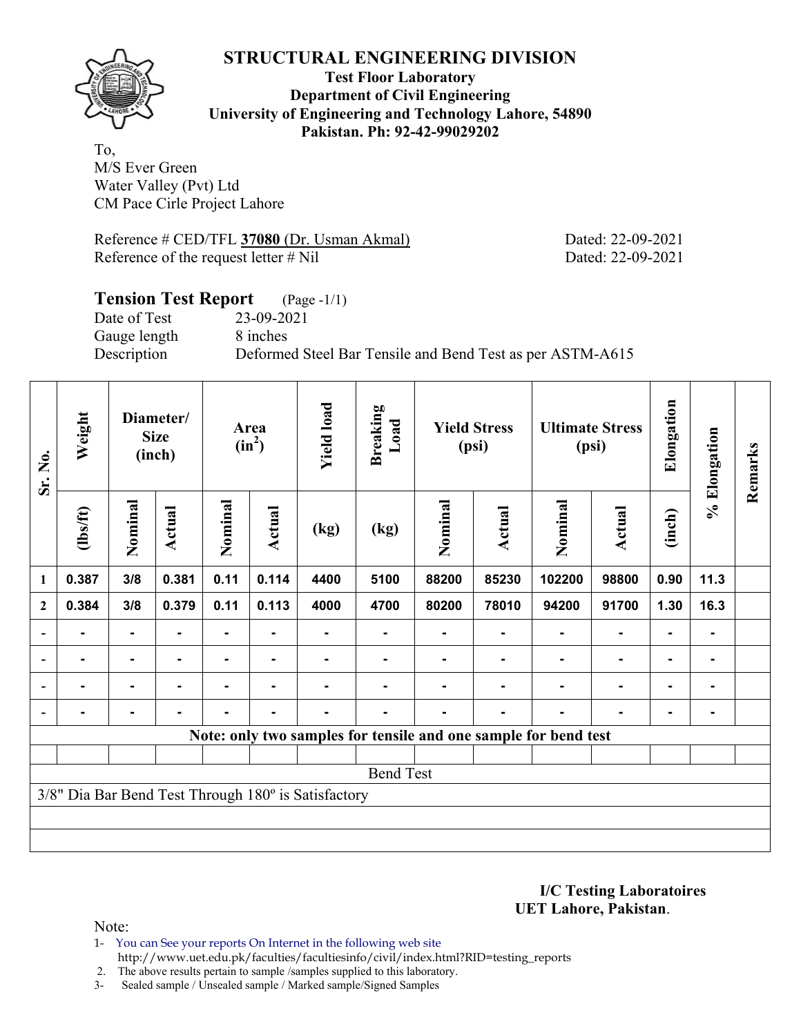# STRUCTURAL ENGINEERING DIVISION

**Test Floor Laboratory**
**Department of Civil Engineering**
**University of Engineering and Technology Lahore, 54890**
**Pakistan. Ph: 92-42-99029202**

To,
M/S Ever Green
Water Valley (Pvt) Ltd
CM Pace Cirle Project Lahore

Reference # CED/TFL **37080** (Dr. Usman Akmal) Dated: 22-09-2021
Reference of the request letter # Nil Dated: 22-09-2021

## Tension Test Report (Page -1/1)

Date of Test 23-09-2021
Gauge length 8 inches
Description Deformed Steel Bar Tensile and Bend Test as per ASTM-A615

| Sr. No. | Weight | Diameter/ Size (inch) | | Area ($in^2$) | | Yield load | Breaking Load | Yield Stress (psi) | | Ultimate Stress (psi) | | Elongation | % Elongation | Remarks |
|---|---|---|---|---|---|---|---|---|---|---|---|---|---|---|
| | (lbs/ft) | Nominal | Actual | Nominal | Actual | (kg) | (kg) | Nominal | Actual | Nominal | Actual | (inch) | | |
| 1 | 0.387 | 3/8 | 0.381 | 0.11 | 0.114 | 4400 | 5100 | 88200 | 85230 | 102200 | 98800 | 0.90 | 11.3 | |
| 2 | 0.384 | 3/8 | 0.379 | 0.11 | 0.113 | 4000 | 4700 | 80200 | 78010 | 94200 | 91700 | 1.30 | 16.3 | |
| - | - | - | - | - | - | - | - | - | - | - | - | - | - | |
| - | - | - | - | - | - | - | - | - | - | - | - | - | - | |
| - | - | - | - | - | - | - | - | - | - | - | - | - | - | |
| - | - | - | - | - | - | - | - | - | - | - | - | - | - | |
| **Note: only two samples for tensile and one sample for bend test** | | | | | | | | | | | | | | |
| | | | | | | | | | | | | | | |
| Bend Test | | | | | | | | | | | | | | |
| 3/8" Dia Bar Bend Test Through 180º is Satisfactory | | | | | | | | | | | | | | |

**I/C Testing Laboratoires**
**UET Lahore, Pakistan**.

Note:

1- You can See your reports On Internet in the following web site
http://www.uet.edu.pk/faculties/facultiesinfo/civil/index.html?RID=testing_reports
2. The above results pertain to sample /samples supplied to this laboratory.
3- Sealed sample / Unsealed sample / Marked sample/Signed Samples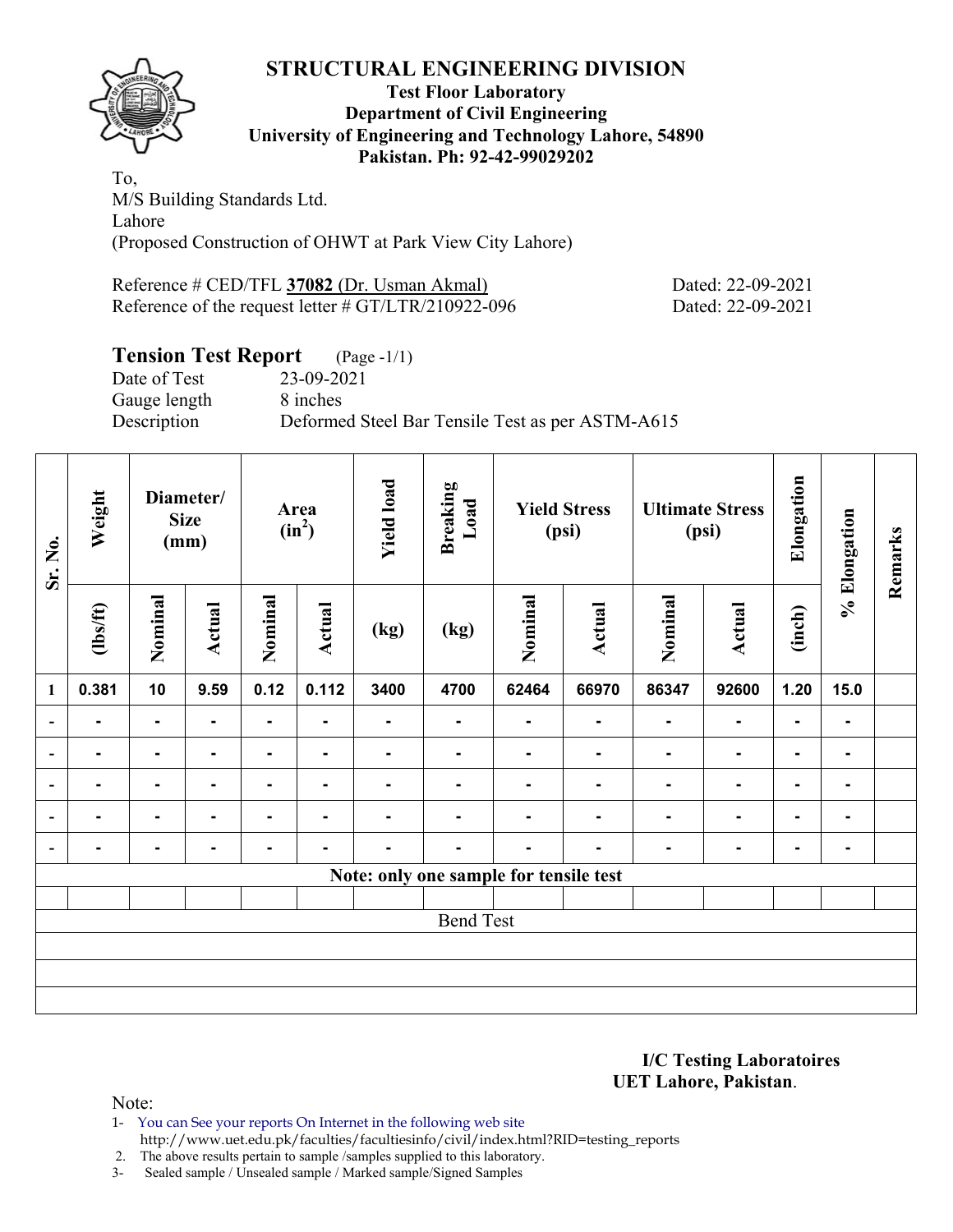# STRUCTURAL ENGINEERING DIVISION

**Test Floor Laboratory**
**Department of Civil Engineering**
**University of Engineering and Technology Lahore, 54890**
**Pakistan. Ph: 92-42-99029202**

To,
M/S Building Standards Ltd.
Lahore
(Proposed Construction of OHWT at Park View City Lahore)

Reference # CED/TFL **37082** (Dr. Usman Akmal) Dated: 22-09-2021
Reference of the request letter # GT/LTR/210922-096 Dated: 22-09-2021

## Tension Test Report (Page -1/1)

Date of Test 23-09-2021
Gauge length 8 inches
Description Deformed Steel Bar Tensile Test as per ASTM-A615

| Sr. No. | Weight | Diameter/ Size (mm) | | Area ($in^2$) | | Yield load | Breaking Load | Yield Stress (psi) | | Ultimate Stress (psi) | | Elongation | % Elongation | Remarks |
|---|---|---|---|---|---|---|---|---|---|---|---|---|---|---|
| | (lbs/ft) | Nominal | Actual | Nominal | Actual | (kg) | (kg) | Nominal | Actual | Nominal | Actual | (inch) | | |
| 1 | 0.381 | 10 | 9.59 | 0.12 | 0.112 | 3400 | 4700 | 62464 | 66970 | 86347 | 92600 | 1.20 | 15.0 | |
| - | - | - | - | - | - | - | - | - | - | - | - | - | - | |
| - | - | - | - | - | - | - | - | - | - | - | - | - | - | |
| - | - | - | - | - | - | - | - | - | - | - | - | - | - | |
| - | - | - | - | - | - | - | - | - | - | - | - | - | - | |
| - | - | - | - | - | - | - | - | - | - | - | - | - | - | |
| Note: only one sample for tensile test | | | | | | | | | | | | | | |
| | | | | | | | | | | | | | | |
| Bend Test | | | | | | | | | | | | | | |

**I/C Testing Laboratoires**
**UET Lahore, Pakistan**.

Note:
1- You can See your reports On Internet in the following web site
http://www.uet.edu.pk/faculties/facultiesinfo/civil/index.html?RID=testing_reports
2. The above results pertain to sample /samples supplied to this laboratory.
3- Sealed sample / Unsealed sample / Marked sample/Signed Samples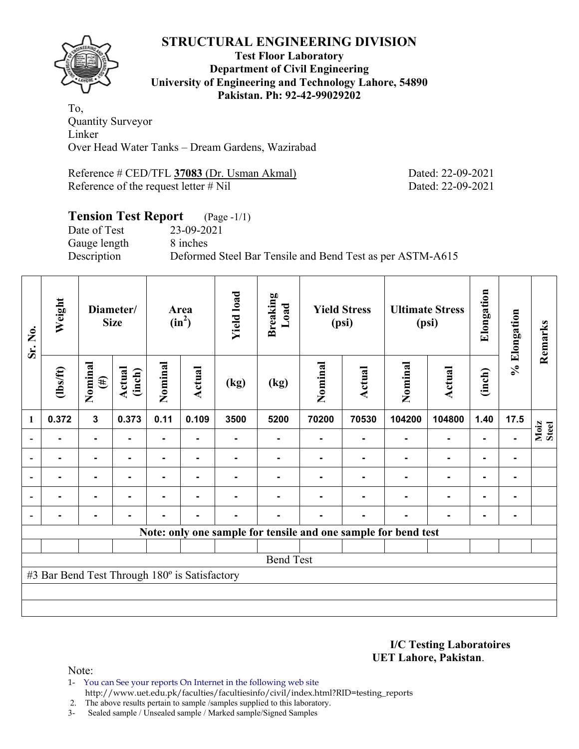# STRUCTURAL ENGINEERING DIVISION

**Test Floor Laboratory**
**Department of Civil Engineering**
**University of Engineering and Technology Lahore, 54890**
**Pakistan. Ph: 92-42-99029202**

To,
Quantity Surveyor
Linker
Over Head Water Tanks – Dream Gardens, Wazirabad

Reference # CED/TFL **37083** (Dr. Usman Akmal) Dated: 22-09-2021
Reference of the request letter # Nil Dated: 22-09-2021

## Tension Test Report (Page -1/1)

Date of Test 23-09-2021
Gauge length 8 inches
Description Deformed Steel Bar Tensile and Bend Test as per ASTM-A615

| Sr. No. | Weight | Diameter/ Size | | Area ($in^2$) | | Yield load | Breaking Load | Yield Stress (psi) | | Ultimate Stress (psi) | | Elongation | % Elongation | Remarks |
|---|---|---|---|---|---|---|---|---|---|---|---|---|---|---|
| | (lbs/ft) | Nominal (#) | Actual (inch) | Nominal | Actual | (kg) | (kg) | Nominal | Actual | Nominal | Actual | (inch) | | |
| 1 | 0.372 | 3 | 0.373 | 0.11 | 0.109 | 3500 | 5200 | 70200 | 70530 | 104200 | 104800 | 1.40 | 17.5 | Moiz Steel |
| - | - | - | - | - | - | - | - | - | - | - | - | - | - | |
| - | - | - | - | - | - | - | - | - | - | - | - | - | - | |
| - | - | - | - | - | - | - | - | - | - | - | - | - | - | |
| - | - | - | - | - | - | - | - | - | - | - | - | - | - | |
| - | - | - | - | - | - | - | - | - | - | - | - | - | - | |
| Note: only one sample for tensile and one sample for bend test | | | | | | | | | | | | | | |
| | | | | | | | | | | | | | | |
| Bend Test | | | | | | | | | | | | | | |
| #3 Bar Bend Test Through 180º is Satisfactory | | | | | | | | | | | | | | |

**I/C Testing Laboratoires**
**UET Lahore, Pakistan**.

Note:
1- You can See your reports On Internet in the following web site http://www.uet.edu.pk/faculties/facultiesinfo/civil/index.html?RID=testing_reports
2. The above results pertain to sample /samples supplied to this laboratory.
3- Sealed sample / Unsealed sample / Marked sample/Signed Samples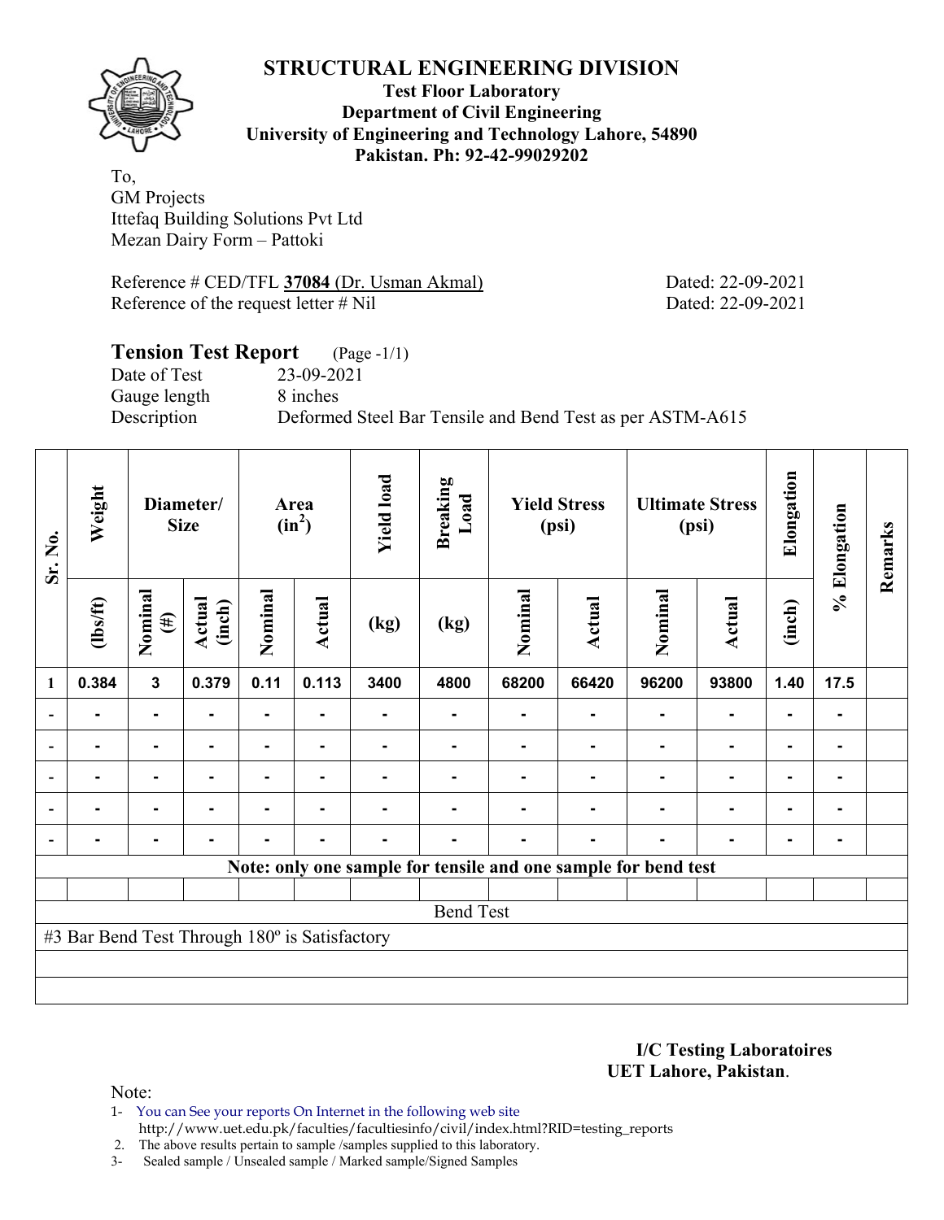# STRUCTURAL ENGINEERING DIVISION

**Test Floor Laboratory**
**Department of Civil Engineering**
**University of Engineering and Technology Lahore, 54890**
**Pakistan. Ph: 92-42-99029202**

To,
GM Projects
Ittefaq Building Solutions Pvt Ltd
Mezan Dairy Form – Pattoki

Reference # CED/TFL **37084** (Dr. Usman Akmal) Dated: 22-09-2021
Reference of the request letter # Nil Dated: 22-09-2021

## Tension Test Report (Page -1/1)

Date of Test 23-09-2021
Gauge length 8 inches
Description Deformed Steel Bar Tensile and Bend Test as per ASTM-A615

| Sr. No. | Weight | Diameter/ Size | | Area ($in^2$) | | Yield load | Breaking Load | Yield Stress (psi) | | Ultimate Stress (psi) | | Elongation | % Elongation | Remarks |
|---|---|---|---|---|---|---|---|---|---|---|---|---|---|---|
| | (lbs/ft) | Nominal (#) | Actual (inch) | Nominal | Actual | (kg) | (kg) | Nominal | Actual | Nominal | Actual | (inch) | | |
| 1 | 0.384 | 3 | 0.379 | 0.11 | 0.113 | 3400 | 4800 | 68200 | 66420 | 96200 | 93800 | 1.40 | 17.5 | |
| - | - | - | - | - | - | - | - | - | - | - | - | - | - | |
| - | - | - | - | - | - | - | - | - | - | - | - | - | - | |
| - | - | - | - | - | - | - | - | - | - | - | - | - | - | |
| - | - | - | - | - | - | - | - | - | - | - | - | - | - | |
| - | - | - | - | - | - | - | - | - | - | - | - | - | - | |
| Note: only one sample for tensile and one sample for bend test | | | | | | | | | | | | | | |
| Bend Test | | | | | | | | | | | | | | |
| #3 Bar Bend Test Through 180º is Satisfactory | | | | | | | | | | | | | | |

**I/C Testing Laboratoires**
**UET Lahore, Pakistan**.

Note:
1- You can See your reports On Internet in the following web site
http://www.uet.edu.pk/faculties/facultiesinfo/civil/index.html?RID=testing_reports
2. The above results pertain to sample /samples supplied to this laboratory.
3- Sealed sample / Unsealed sample / Marked sample/Signed Samples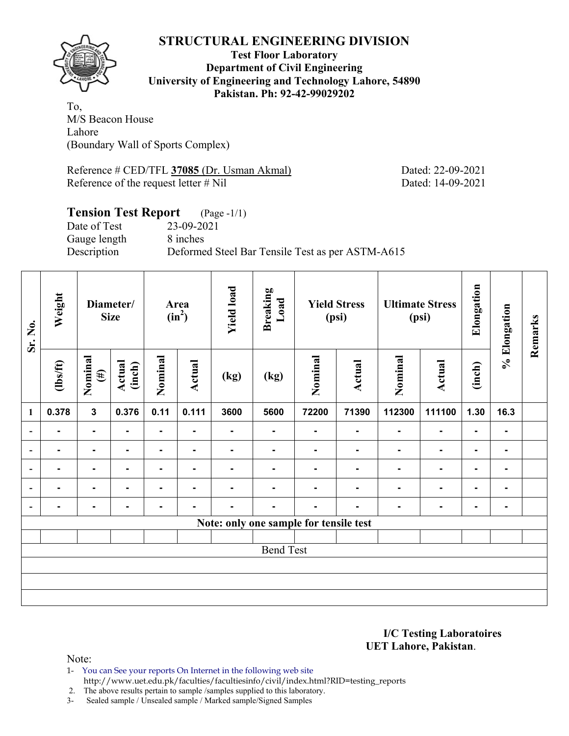# STRUCTURAL ENGINEERING DIVISION

**Test Floor Laboratory**
**Department of Civil Engineering**
**University of Engineering and Technology Lahore, 54890**
**Pakistan. Ph: 92-42-99029202**

To,
M/S Beacon House
Lahore
(Boundary Wall of Sports Complex)

Reference # CED/TFL **37085** (Dr. Usman Akmal) Dated: 22-09-2021
Reference of the request letter # Nil Dated: 14-09-2021

## Tension Test Report (Page -1/1)

Date of Test 23-09-2021
Gauge length 8 inches
Description Deformed Steel Bar Tensile Test as per ASTM-A615

| Sr. No. | Weight | Diameter/ Size | | Area ($in^2$) | | Yield load | Breaking Load | Yield Stress (psi) | | Ultimate Stress (psi) | | Elongation | % Elongation | Remarks |
|---|---|---|---|---|---|---|---|---|---|---|---|---|---|---|
| | (lbs/ft) | Nominal (#) | Actual (inch) | Nominal | Actual | (kg) | (kg) | Nominal | Actual | Nominal | Actual | (inch) | | |
| 1 | 0.378 | 3 | 0.376 | 0.11 | 0.111 | 3600 | 5600 | 72200 | 71390 | 112300 | 111100 | 1.30 | 16.3 | |
| - | - | - | - | - | - | - | - | - | - | - | - | - | - | |
| - | - | - | - | - | - | - | - | - | - | - | - | - | - | |
| - | - | - | - | - | - | - | - | - | - | - | - | - | - | |
| - | - | - | - | - | - | - | - | - | - | - | - | - | - | |
| - | - | - | - | - | - | - | - | - | - | - | - | - | - | |
| Note: only one sample for tensile test | | | | | | | | | | | | | | |
| | | | | | | | | | | | | | | |
| Bend Test | | | | | | | | | | | | | | |
| | | | | | | | | | | | | | | |
| | | | | | | | | | | | | | | |
| | | | | | | | | | | | | | | |

**I/C Testing Laboratoires**
**UET Lahore, Pakistan**.

Note:

1- You can See your reports On Internet in the following web site
http://www.uet.edu.pk/faculties/facultiesinfo/civil/index.html?RID=testing_reports
2. The above results pertain to sample /samples supplied to this laboratory.
3- Sealed sample / Unsealed sample / Marked sample/Signed Samples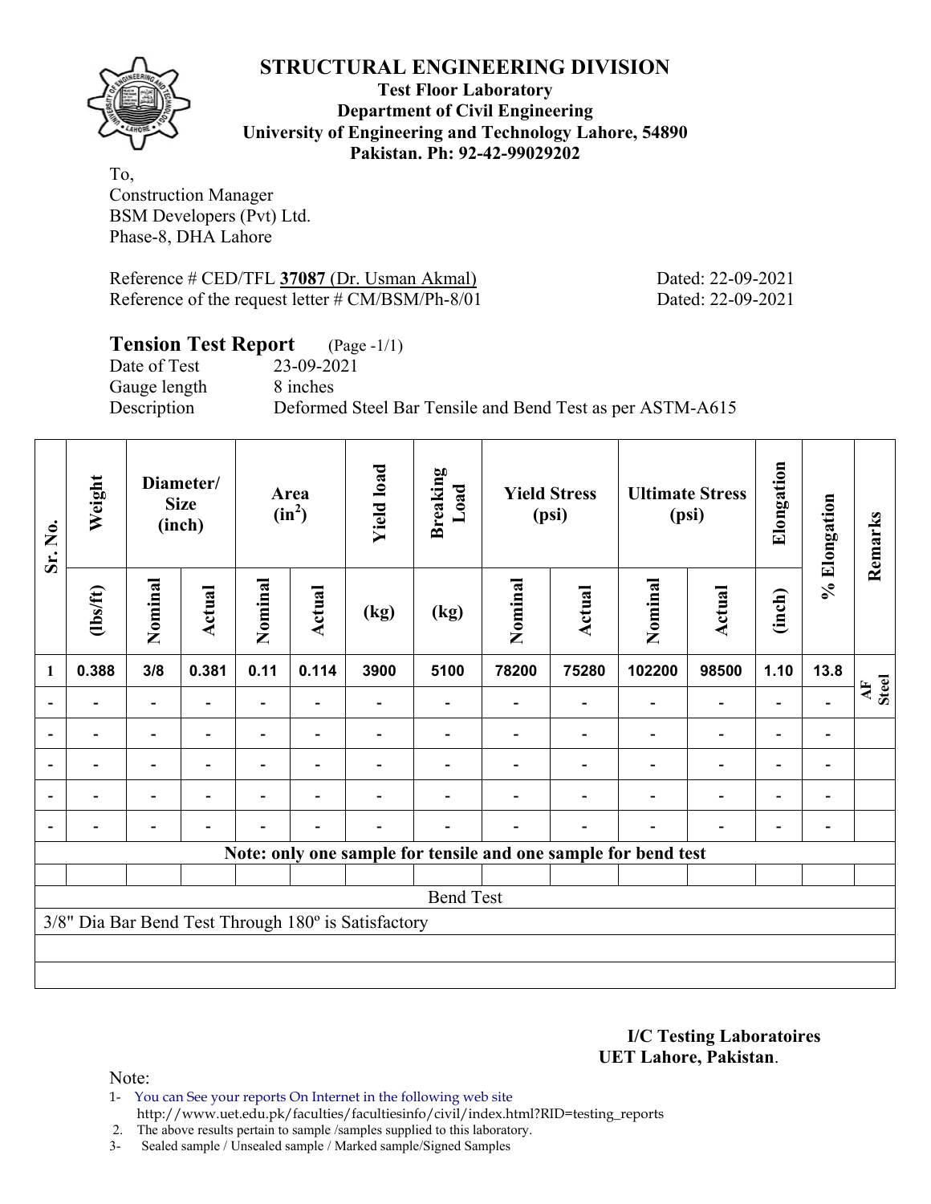# STRUCTURAL ENGINEERING DIVISION

**Test Floor Laboratory**
**Department of Civil Engineering**
**University of Engineering and Technology Lahore, 54890**
**Pakistan. Ph: 92-42-99029202**

To,
Construction Manager
BSM Developers (Pvt) Ltd.
Phase-8, DHA Lahore

Reference # CED/TFL **37087** (Dr. Usman Akmal) Dated: 22-09-2021
Reference of the request letter # CM/BSM/Ph-8/01 Dated: 22-09-2021

## Tension Test Report (Page -1/1)

Date of Test 23-09-2021
Gauge length 8 inches
Description Deformed Steel Bar Tensile and Bend Test as per ASTM-A615

| Sr. No. | Weight | Diameter/ Size (inch) | | Area (in$^2$) | | Yield load | Breaking Load | Yield Stress (psi) | | Ultimate Stress (psi) | | Elongation | % Elongation | Remarks |
|---|---|---|---|---|---|---|---|---|---|---|---|---|---|---|
| | (lbs/ft) | Nominal | Actual | Nominal | Actual | (kg) | (kg) | Nominal | Actual | Nominal | Actual | (inch) | | |
| 1 | 0.388 | 3/8 | 0.381 | 0.11 | 0.114 | 3900 | 5100 | 78200 | 75280 | 102200 | 98500 | 1.10 | 13.8 | AF Steel |
| - | - | - | - | - | - | - | - | - | - | - | - | - | - | |
| - | - | - | - | - | - | - | - | - | - | - | - | - | - | |
| - | - | - | - | - | - | - | - | - | - | - | - | - | - | |
| - | - | - | - | - | - | - | - | - | - | - | - | - | - | |
| - | - | - | - | - | - | - | - | - | - | - | - | - | - | |

**Note: only one sample for tensile and one sample for bend test**

Bend Test

3/8" Dia Bar Bend Test Through 180º is Satisfactory

**I/C Testing Laboratoires**
**UET Lahore, Pakistan**.

Note:
1- You can See your reports On Internet in the following web site
http://www.uet.edu.pk/faculties/facultiesinfo/civil/index.html?RID=testing_reports
2. The above results pertain to sample /samples supplied to this laboratory.
3- Sealed sample / Unsealed sample / Marked sample/Signed Samples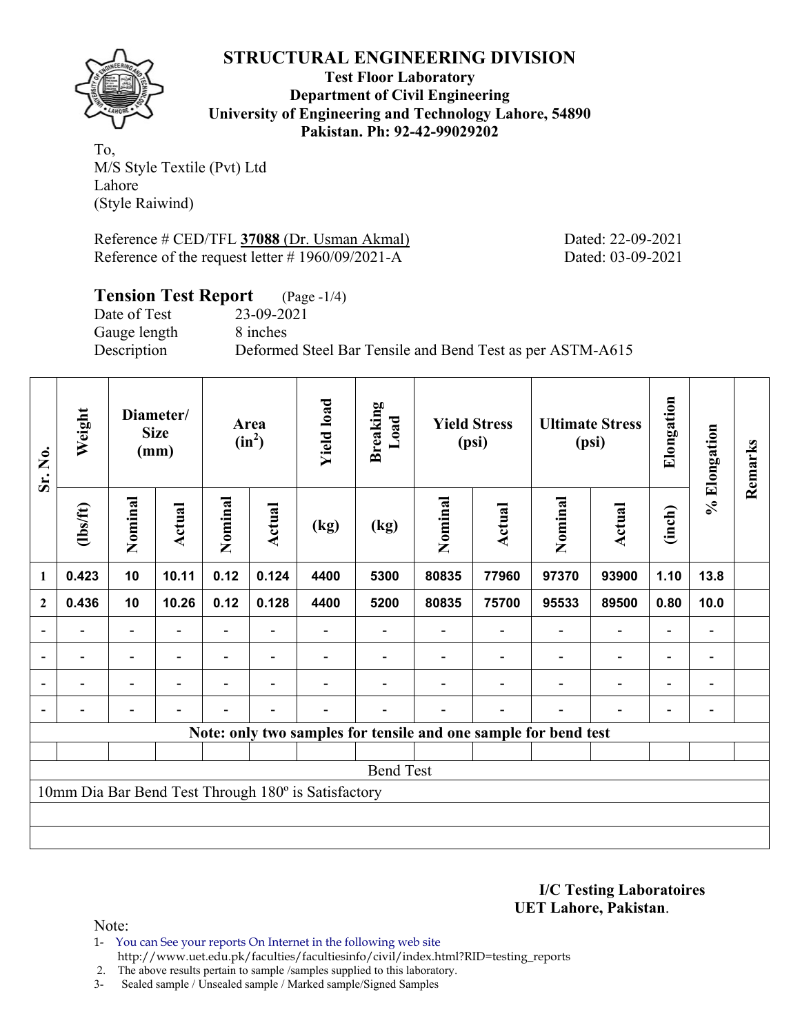# STRUCTURAL ENGINEERING DIVISION

**Test Floor Laboratory**
**Department of Civil Engineering**
**University of Engineering and Technology Lahore, 54890**
**Pakistan. Ph: 92-42-99029202**

To,
M/S Style Textile (Pvt) Ltd
Lahore
(Style Raiwind)

Reference # CED/TFL **37088** (Dr. Usman Akmal) Dated: 22-09-2021
Reference of the request letter # 1960/09/2021-A Dated: 03-09-2021

## Tension Test Report (Page -1/4)

Date of Test 23-09-2021
Gauge length 8 inches
Description Deformed Steel Bar Tensile and Bend Test as per ASTM-A615

| Sr. No. | Weight | Diameter/ Size (mm) | | Area ($in^2$) | | Yield load | Breaking Load | Yield Stress (psi) | | Ultimate Stress (psi) | | Elongation | % Elongation | Remarks |
|---|---|---|---|---|---|---|---|---|---|---|---|---|---|---|
| | (lbs/ft) | Nominal | Actual | Nominal | Actual | (kg) | (kg) | Nominal | Actual | Nominal | Actual | (inch) | | |
| 1 | 0.423 | 10 | 10.11 | 0.12 | 0.124 | 4400 | 5300 | 80835 | 77960 | 97370 | 93900 | 1.10 | 13.8 | |
| 2 | 0.436 | 10 | 10.26 | 0.12 | 0.128 | 4400 | 5200 | 80835 | 75700 | 95533 | 89500 | 0.80 | 10.0 | |
| - | - | - | - | - | - | - | - | - | - | - | - | - | - | |
| - | - | - | - | - | - | - | - | - | - | - | - | - | - | |
| - | - | - | - | - | - | - | - | - | - | - | - | - | - | |
| - | - | - | - | - | - | - | - | - | - | - | - | - | - | |
| Note: only two samples for tensile and one sample for bend test | | | | | | | | | | | | | | |
| Bend Test | | | | | | | | | | | | | | |
| 10mm Dia Bar Bend Test Through 180º is Satisfactory | | | | | | | | | | | | | | |

**I/C Testing Laboratoires**
**UET Lahore, Pakistan**.

Note:
1- You can See your reports On Internet in the following web site
http://www.uet.edu.pk/faculties/facultiesinfo/civil/index.html?RID=testing_reports
2. The above results pertain to sample /samples supplied to this laboratory.
3- Sealed sample / Unsealed sample / Marked sample/Signed Samples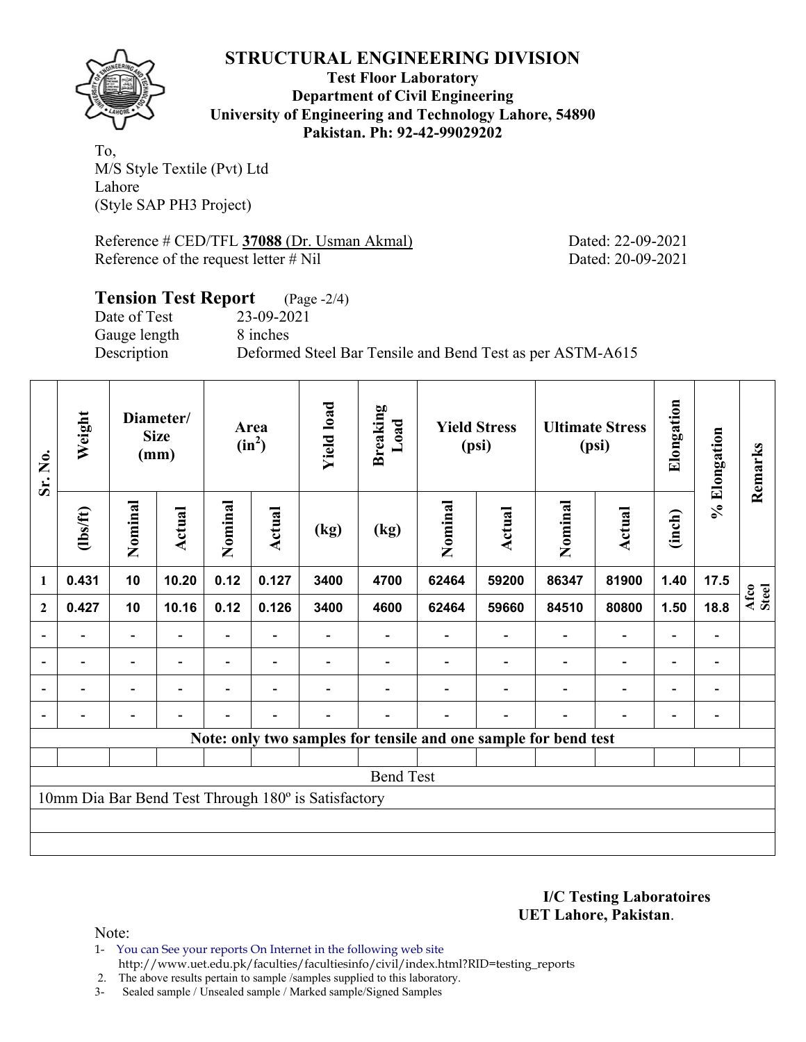# STRUCTURAL ENGINEERING DIVISION

**Test Floor Laboratory**
**Department of Civil Engineering**
**University of Engineering and Technology Lahore, 54890**
**Pakistan. Ph: 92-42-99029202**

To,
M/S Style Textile (Pvt) Ltd
Lahore
(Style SAP PH3 Project)

Reference # CED/TFL **37088** (Dr. Usman Akmal) Dated: 22-09-2021
Reference of the request letter # Nil Dated: 20-09-2021

## Tension Test Report (Page -2/4)

Date of Test 23-09-2021
Gauge length 8 inches
Description Deformed Steel Bar Tensile and Bend Test as per ASTM-A615

| Sr. No. | Weight | Diameter/ Size (mm) | | Area ($in^2$) | | Yield load | Breaking Load | Yield Stress (psi) | | Ultimate Stress (psi) | | Elongation | % Elongation | Remarks |
|---|---|---|---|---|---|---|---|---|---|---|---|---|---|---|
| | (lbs/ft) | Nominal | Actual | Nominal | Actual | (kg) | (kg) | Nominal | Actual | Nominal | Actual | (inch) | | |
| 1 | 0.431 | 10 | 10.20 | 0.12 | 0.127 | 3400 | 4700 | 62464 | 59200 | 86347 | 81900 | 1.40 | 17.5 | Afco Steel |
| 2 | 0.427 | 10 | 10.16 | 0.12 | 0.126 | 3400 | 4600 | 62464 | 59660 | 84510 | 80800 | 1.50 | 18.8 | |
| - | - | - | - | - | - | - | - | - | - | - | - | - | - | |
| - | - | - | - | - | - | - | - | - | - | - | - | - | - | |
| - | - | - | - | - | - | - | - | - | - | - | - | - | - | |
| - | - | - | - | - | - | - | - | - | - | - | - | - | - | |

**Note: only two samples for tensile and one sample for bend test**

Bend Test

10mm Dia Bar Bend Test Through 180º is Satisfactory

**I/C Testing Laboratoires**
**UET Lahore, Pakistan**.

Note:

1- You can See your reports On Internet in the following web site
http://www.uet.edu.pk/faculties/facultiesinfo/civil/index.html?RID=testing_reports
2. The above results pertain to sample /samples supplied to this laboratory.
3- Sealed sample / Unsealed sample / Marked sample/Signed Samples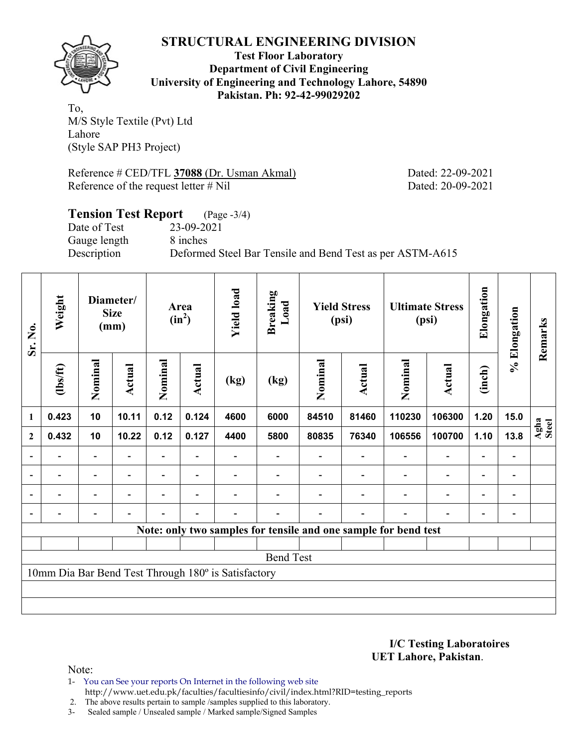# STRUCTURAL ENGINEERING DIVISION

**Test Floor Laboratory**
**Department of Civil Engineering**
**University of Engineering and Technology Lahore, 54890**
**Pakistan. Ph: 92-42-99029202**

To,
M/S Style Textile (Pvt) Ltd
Lahore
(Style SAP PH3 Project)

Reference # CED/TFL **37088** (Dr. Usman Akmal) Dated: 22-09-2021
Reference of the request letter # Nil Dated: 20-09-2021

## Tension Test Report (Page -3/4)

Date of Test 23-09-2021
Gauge length 8 inches
Description Deformed Steel Bar Tensile and Bend Test as per ASTM-A615

| Sr. No. | Weight | Diameter/ Size (mm) | | Area (in$^2$) | | Yield load | Breaking Load | Yield Stress (psi) | | Ultimate Stress (psi) | | Elongation | % Elongation | Remarks |
|---|---|---|---|---|---|---|---|---|---|---|---|---|---|---|
| | (lbs/ft) | Nominal | Actual | Nominal | Actual | (kg) | (kg) | Nominal | Actual | Nominal | Actual | (inch) | | |
| 1 | 0.423 | 10 | 10.11 | 0.12 | 0.124 | 4600 | 6000 | 84510 | 81460 | 110230 | 106300 | 1.20 | 15.0 | Agha Steel |
| 2 | 0.432 | 10 | 10.22 | 0.12 | 0.127 | 4400 | 5800 | 80835 | 76340 | 106556 | 100700 | 1.10 | 13.8 | |
| - | - | - | - | - | - | - | - | - | - | - | - | - | - | |
| - | - | - | - | - | - | - | - | - | - | - | - | - | - | |
| - | - | - | - | - | - | - | - | - | - | - | - | - | - | |
| - | - | - | - | - | - | - | - | - | - | - | - | - | - | |

**Note: only two samples for tensile and one sample for bend test**

Bend Test

10mm Dia Bar Bend Test Through 180º is Satisfactory

**I/C Testing Laboratoires**
**UET Lahore, Pakistan**.

Note:
1- You can See your reports On Internet in the following web site
http://www.uet.edu.pk/faculties/facultiesinfo/civil/index.html?RID=testing_reports
2. The above results pertain to sample /samples supplied to this laboratory.
3- Sealed sample / Unsealed sample / Marked sample/Signed Samples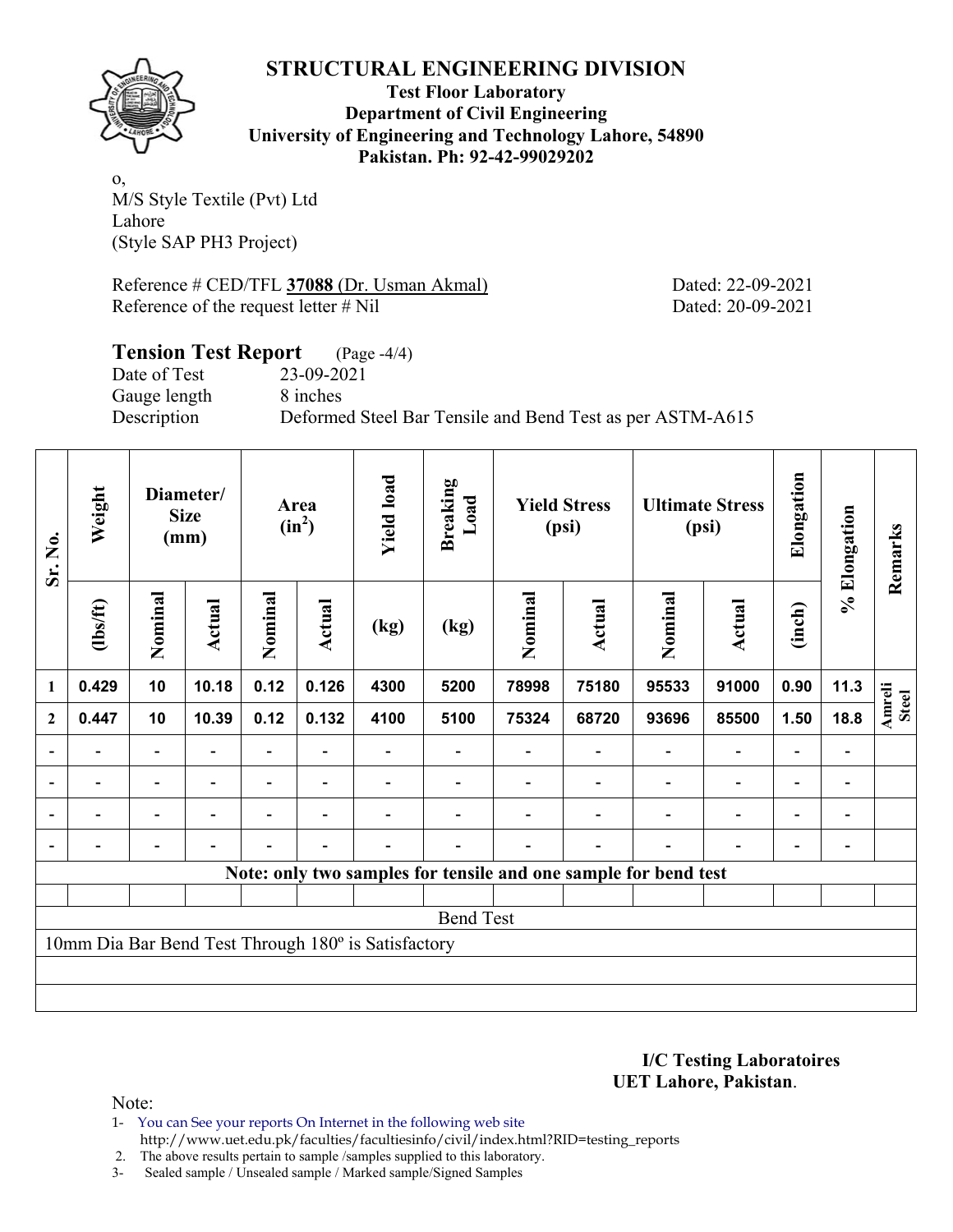## STRUCTURAL ENGINEERING DIVISION

**Test Floor Laboratory**
**Department of Civil Engineering**
**University of Engineering and Technology Lahore, 54890**
**Pakistan. Ph: 92-42-99029202**

o,
M/S Style Textile (Pvt) Ltd
Lahore
(Style SAP PH3 Project)

Reference # CED/TFL **37088** (Dr. Usman Akmal) Dated: 22-09-2021
Reference of the request letter # Nil Dated: 20-09-2021

**Tension Test Report** (Page -4/4)
Date of Test 23-09-2021
Gauge length 8 inches
Description Deformed Steel Bar Tensile and Bend Test as per ASTM-A615

| Sr. No. | Weight | Diameter/ Size (mm) | | Area ($in^2$) | | Yield load | Breaking Load | Yield Stress (psi) | | Ultimate Stress (psi) | | Elongation | % Elongation | Remarks |
|---|---|---|---|---|---|---|---|---|---|---|---|---|---|---|
| | (lbs/ft) | Nominal | Actual | Nominal | Actual | (kg) | (kg) | Nominal | Actual | Nominal | Actual | (inch) | | |
| 1 | 0.429 | 10 | 10.18 | 0.12 | 0.126 | 4300 | 5200 | 78998 | 75180 | 95533 | 91000 | 0.90 | 11.3 | Amreli Steel |
| 2 | 0.447 | 10 | 10.39 | 0.12 | 0.132 | 4100 | 5100 | 75324 | 68720 | 93696 | 85500 | 1.50 | 18.8 | |
| - | - | - | - | - | - | - | - | - | - | - | - | - | - | |
| - | - | - | - | - | - | - | - | - | - | - | - | - | - | |
| - | - | - | - | - | - | - | - | - | - | - | - | - | - | |
| - | - | - | - | - | - | - | - | - | - | - | - | - | - | |

**Note: only two samples for tensile and one sample for bend test**

Bend Test

10mm Dia Bar Bend Test Through 180º is Satisfactory

**I/C Testing Laboratoires**
**UET Lahore, Pakistan**.

Note:
1- You can See your reports On Internet in the following web site
 http://www.uet.edu.pk/faculties/facultiesinfo/civil/index.html?RID=testing_reports
2. The above results pertain to sample /samples supplied to this laboratory.
3- Sealed sample / Unsealed sample / Marked sample/Signed Samples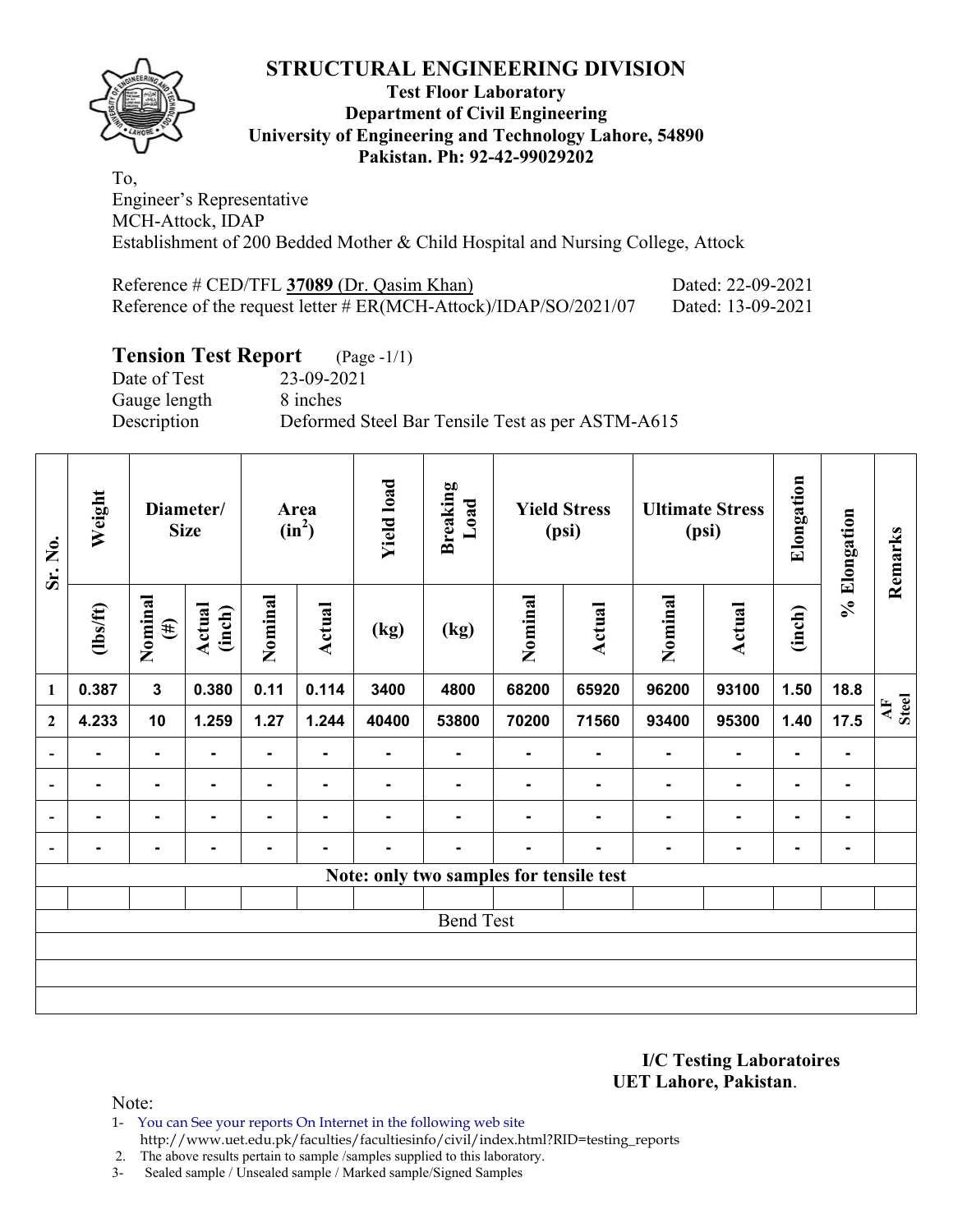# STRUCTURAL ENGINEERING DIVISION

**Test Floor Laboratory**
**Department of Civil Engineering**
**University of Engineering and Technology Lahore, 54890**
**Pakistan. Ph: 92-42-99029202**

To,
Engineer's Representative
MCH-Attock, IDAP
Establishment of 200 Bedded Mother & Child Hospital and Nursing College, Attock

Reference # CED/TFL **37089** (Dr. Qasim Khan) Dated: 22-09-2021
Reference of the request letter # ER(MCH-Attock)/IDAP/SO/2021/07 Dated: 13-09-2021

## Tension Test Report (Page -1/1)

Date of Test 23-09-2021
Gauge length 8 inches
Description Deformed Steel Bar Tensile Test as per ASTM-A615

| Sr. No. | Weight | Diameter/ Size | | Area ($in^2$) | | Yield load | Breaking Load | Yield Stress (psi) | | Ultimate Stress (psi) | | Elongation | % Elongation | Remarks |
|---|---|---|---|---|---|---|---|---|---|---|---|---|---|---|
| | (lbs/ft) | Nominal (#) | Actual (inch) | Nominal | Actual | (kg) | (kg) | Nominal | Actual | Nominal | Actual | (inch) | | |
| 1 | 0.387 | 3 | 0.380 | 0.11 | 0.114 | 3400 | 4800 | 68200 | 65920 | 96200 | 93100 | 1.50 | 18.8 | AF Steel |
| 2 | 4.233 | 10 | 1.259 | 1.27 | 1.244 | 40400 | 53800 | 70200 | 71560 | 93400 | 95300 | 1.40 | 17.5 | |
| - | - | - | - | - | - | - | - | - | - | - | - | - | - | |
| - | - | - | - | - | - | - | - | - | - | - | - | - | - | |
| - | - | - | - | - | - | - | - | - | - | - | - | - | - | |
| - | - | - | - | - | - | - | - | - | - | - | - | - | - | |
| Note: only two samples for tensile test | | | | | | | | | | | | | | |
| | | | | | | | | | | | | | | |
| Bend Test | | | | | | | | | | | | | | |
| | | | | | | | | | | | | | | |
| | | | | | | | | | | | | | | |
| | | | | | | | | | | | | | | |

**I/C Testing Laboratoires**
**UET Lahore, Pakistan**.

Note:

1- You can See your reports On Internet in the following web site
 http://www.uet.edu.pk/faculties/facultiesinfo/civil/index.html?RID=testing_reports
2. The above results pertain to sample /samples supplied to this laboratory.
3- Sealed sample / Unsealed sample / Marked sample/Signed Samples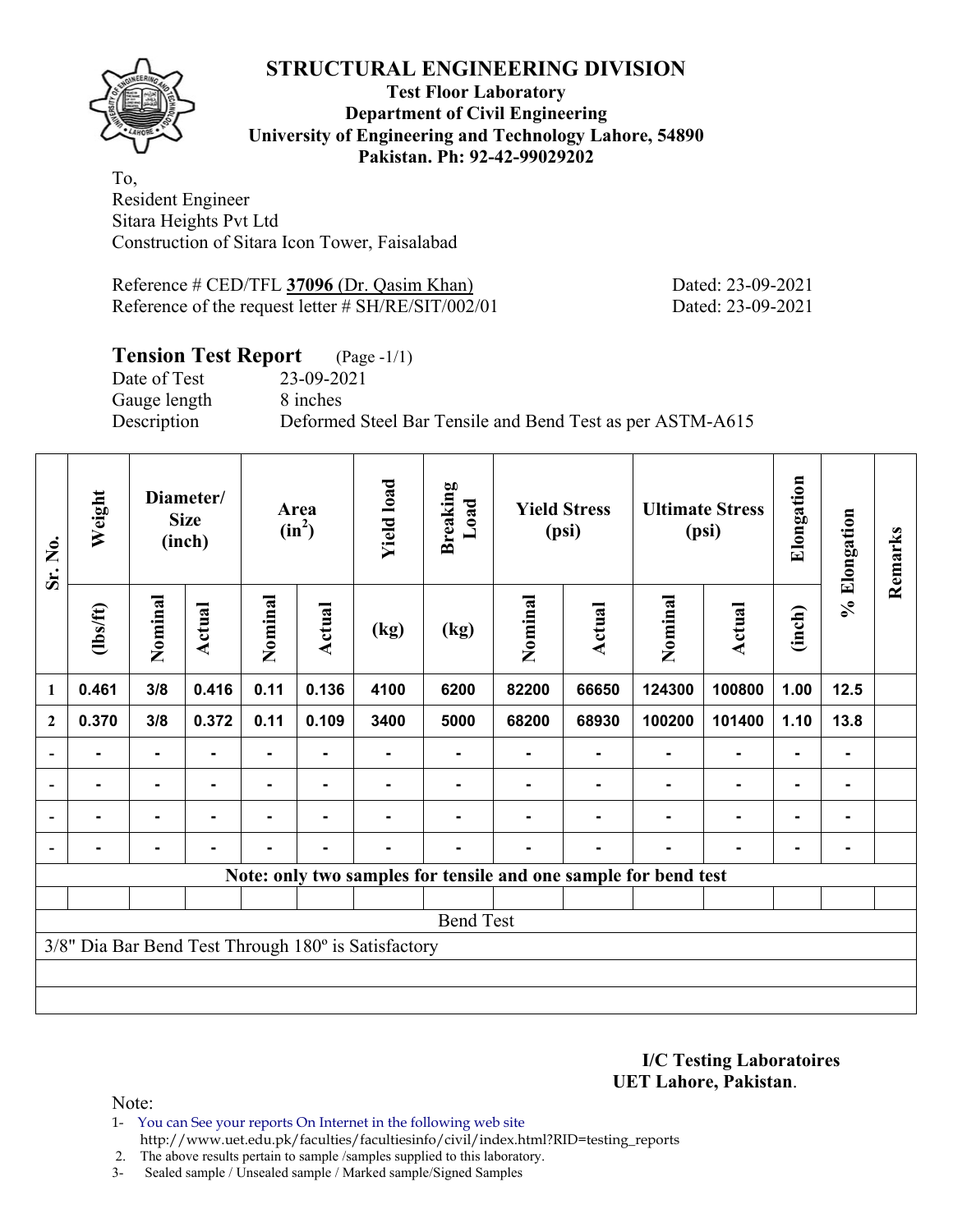# STRUCTURAL ENGINEERING DIVISION

**Test Floor Laboratory**
**Department of Civil Engineering**
**University of Engineering and Technology Lahore, 54890**
**Pakistan. Ph: 92-42-99029202**

To,
Resident Engineer
Sitara Heights Pvt Ltd
Construction of Sitara Icon Tower, Faisalabad

Reference # CED/TFL **37096** (Dr. Qasim Khan) Dated: 23-09-2021
Reference of the request letter # SH/RE/SIT/002/01 Dated: 23-09-2021

## Tension Test Report (Page -1/1)

Date of Test 23-09-2021
Gauge length 8 inches
Description Deformed Steel Bar Tensile and Bend Test as per ASTM-A615

| Sr. No. | Weight | Diameter/ Size (inch) | | Area ($in^2$) | | Yield load | Breaking Load | Yield Stress (psi) | | Ultimate Stress (psi) | | Elongation | % Elongation | Remarks |
|---|---|---|---|---|---|---|---|---|---|---|---|---|---|---|
| | (lbs/ft) | Nominal | Actual | Nominal | Actual | (kg) | (kg) | Nominal | Actual | Nominal | Actual | (inch) | | |
| 1 | 0.461 | 3/8 | 0.416 | 0.11 | 0.136 | 4100 | 6200 | 82200 | 66650 | 124300 | 100800 | 1.00 | 12.5 | |
| 2 | 0.370 | 3/8 | 0.372 | 0.11 | 0.109 | 3400 | 5000 | 68200 | 68930 | 100200 | 101400 | 1.10 | 13.8 | |
| - | - | - | - | - | - | - | - | - | - | - | - | - | - | |
| - | - | - | - | - | - | - | - | - | - | - | - | - | - | |
| - | - | - | - | - | - | - | - | - | - | - | - | - | - | |
| - | - | - | - | - | - | - | - | - | - | - | - | - | - | |

**Note: only two samples for tensile and one sample for bend test**

Bend Test

3/8" Dia Bar Bend Test Through 180º is Satisfactory

**I/C Testing Laboratoires**
**UET Lahore, Pakistan**.

Note:
1- You can See your reports On Internet in the following web site
http://www.uet.edu.pk/faculties/facultiesinfo/civil/index.html?RID=testing_reports
2. The above results pertain to sample /samples supplied to this laboratory.
3- Sealed sample / Unsealed sample / Marked sample/Signed Samples